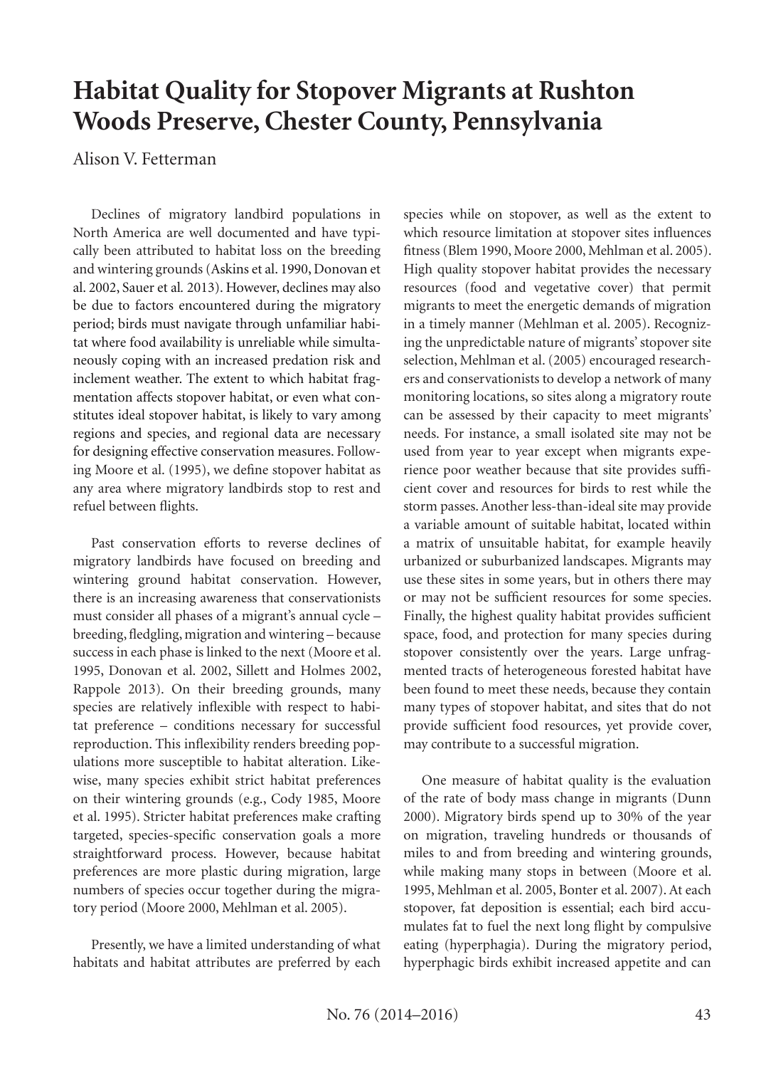# Habitat Quality for Stopover Migrants at Rushton Woods Preserve, Chester County, Pennsylvania

Alison V. Fetterman

Declines of migratory landbird populations in North America are well documented and have typically been attributed to habitat loss on the breeding and wintering grounds (Askins et al. 1990, Donovan et al. 2002, Sauer et al. 2013). However, declines may also be due to factors encountered during the migratory period; birds must navigate through unfamiliar habitat where food availability is unreliable while simultaneously coping with an increased predation risk and inclement weather. The extent to which habitat fragmentation affects stopover habitat, or even what constitutes ideal stopover habitat, is likely to vary among regions and species, and regional data are necessary for designing effective conservation measures. Following Moore et al. (1995), we define stopover habitat as any area where migratory landbirds stop to rest and refuel between flights.

Past conservation efforts to reverse declines of migratory landbirds have focused on breeding and wintering ground habitat conservation. However, there is an increasing awareness that conservationists must consider all phases of a migrant's annual cycle – breeding, fledgling, migration and wintering – because success in each phase is linked to the next (Moore et al. 1995, Donovan et al. 2002, Sillett and Holmes 2002, Rappole 2013). On their breeding grounds, many species are relatively inflexible with respect to habitat preference – conditions necessary for successful reproduction. This inflexibility renders breeding populations more susceptible to habitat alteration. Likewise, many species exhibit strict habitat preferences on their wintering grounds (e.g., Cody 1985, Moore et al. 1995). Stricter habitat preferences make crafting targeted, species-specific conservation goals a more straightforward process. However, because habitat preferences are more plastic during migration, large numbers of species occur together during the migratory period (Moore 2000, Mehlman et al. 2005).

Presently, we have a limited understanding of what habitats and habitat attributes are preferred by each species while on stopover, as well as the extent to which resource limitation at stopover sites influences fitness (Blem 1990, Moore 2000, Mehlman et al. 2005). High quality stopover habitat provides the necessary resources (food and vegetative cover) that permit migrants to meet the energetic demands of migration in a timely manner (Mehlman et al. 2005). Recognizing the unpredictable nature of migrants' stopover site selection, Mehlman et al. (2005) encouraged researchers and conservationists to develop a network of many monitoring locations, so sites along a migratory route can be assessed by their capacity to meet migrants' needs. For instance, a small isolated site may not be used from year to year except when migrants experience poor weather because that site provides sufficient cover and resources for birds to rest while the storm passes. Another less-than-ideal site may provide a variable amount of suitable habitat, located within a matrix of unsuitable habitat, for example heavily urbanized or suburbanized landscapes. Migrants may use these sites in some years, but in others there may or may not be sufficient resources for some species. Finally, the highest quality habitat provides sufficient space, food, and protection for many species during stopover consistently over the years. Large unfragmented tracts of heterogeneous forested habitat have been found to meet these needs, because they contain many types of stopover habitat, and sites that do not provide sufficient food resources, yet provide cover, may contribute to a successful migration.

One measure of habitat quality is the evaluation of the rate of body mass change in migrants (Dunn 2000). Migratory birds spend up to 30% of the year on migration, traveling hundreds or thousands of miles to and from breeding and wintering grounds, while making many stops in between (Moore et al. 1995, Mehlman et al. 2005, Bonter et al. 2007). At each stopover, fat deposition is essential; each bird accumulates fat to fuel the next long flight by compulsive eating (hyperphagia). During the migratory period, hyperphagic birds exhibit increased appetite and can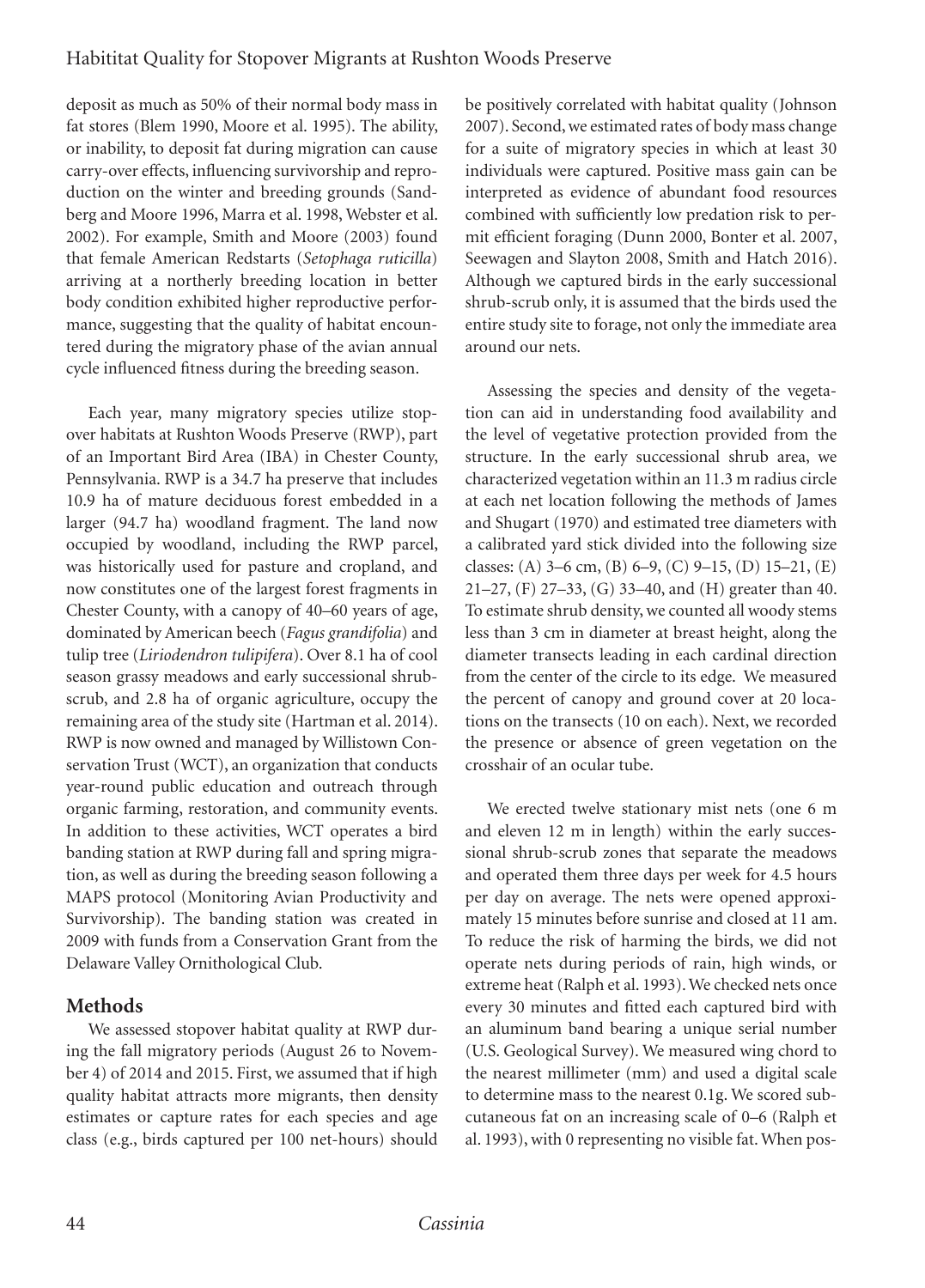deposit as much as 50% of their normal body mass in fat stores (Blem 1990, Moore et al. 1995). The ability, or inability, to deposit fat during migration can cause carry-over effects, influencing survivorship and reproduction on the winter and breeding grounds (Sandberg and Moore 1996, Marra et al. 1998, Webster et al. 2002). For example, Smith and Moore (2003) found that female American Redstarts (*Setophaga ruticilla*) arriving at a northerly breeding location in better body condition exhibited higher reproductive performance, suggesting that the quality of habitat encountered during the migratory phase of the avian annual cycle influenced fitness during the breeding season.

Each year, many migratory species utilize stopover habitats at Rushton Woods Preserve (RWP), part of an Important Bird Area (IBA) in Chester County, Pennsylvania. RWP is a 34.7 ha preserve that includes 10.9 ha of mature deciduous forest embedded in a larger (94.7 ha) woodland fragment. The land now occupied by woodland, including the RWP parcel, was historically used for pasture and cropland, and now constitutes one of the largest forest fragments in Chester County, with a canopy of 40–60 years of age, dominated by American beech (*Fagus grandifolia*) and tulip tree (*Liriodendron tulipifera*). Over 8.1 ha of cool season grassy meadows and early successional shrub-scrub, and 2.8 ha of organic agriculture, occupy the remaining area of the study site (Hartman et al. 2014). RWP is now owned and managed by Willistown Conservation Trust (WCT), an organization that conducts year-round public education and outreach through organic farming, restoration, and community events. In addition to these activities, WCT operates a bird banding station at RWP during fall and spring migration, as well as during the breeding season following a MAPS protocol (Monitoring Avian Productivity and Survivorship). The banding station was created in 2009 with funds from a Conservation Grant from the Delaware Valley Ornithological Club.

## Methods

We assessed stopover habitat quality at RWP during the fall migratory periods (August 26 to November 4) of 2014 and 2015. First, we assumed that if high quality habitat attracts more migrants, then density estimates or capture rates for each species and age class (e.g., birds captured per 100 net-hours) should be positively correlated with habitat quality (Johnson 2007). Second, we estimated rates of body mass change for a suite of migratory species in which at least 30 individuals were captured. Positive mass gain can be interpreted as evidence of abundant food resources combined with sufficiently low predation risk to permit efficient foraging (Dunn 2000, Bonter et al. 2007, Seewagen and Slayton 2008, Smith and Hatch 2016). Although we captured birds in the early successional shrub-scrub only, it is assumed that the birds used the entire study site to forage, not only the immediate area around our nets.

Assessing the species and density of the vegetation can aid in understanding food availability and the level of vegetative protection provided from the structure. In the early successional shrub area, we characterized vegetation within an 11.3 m radius circle at each net location following the methods of James and Shugart (1970) and estimated tree diameters with a calibrated yard stick divided into the following size classes: (A) 3–6 cm, (B) 6–9, (C) 9–15, (D) 15–21, (E) 21–27, (F) 27–33, (G) 33–40, and (H) greater than 40. To estimate shrub density, we counted all woody stems less than 3 cm in diameter at breast height, along the diameter transects leading in each cardinal direction from the center of the circle to its edge. We measured the percent of canopy and ground cover at 20 locations on the transects (10 on each). Next, we recorded the presence or absence of green vegetation on the crosshair of an ocular tube.

We erected twelve stationary mist nets (one 6 m and eleven 12 m in length) within the early successional shrub-scrub zones that separate the meadows and operated them three days per week for 4.5 hours per day on average. The nets were opened approximately 15 minutes before sunrise and closed at 11 am. To reduce the risk of harming the birds, we did not operate nets during periods of rain, high winds, or extreme heat (Ralph et al. 1993). We checked nets once every 30 minutes and fitted each captured bird with an aluminum band bearing a unique serial number (U.S. Geological Survey). We measured wing chord to the nearest millimeter (mm) and used a digital scale to determine mass to the nearest 0.1g. We scored subcutaneous fat on an increasing scale of 0–6 (Ralph et al. 1993), with 0 representing no visible fat. When pos-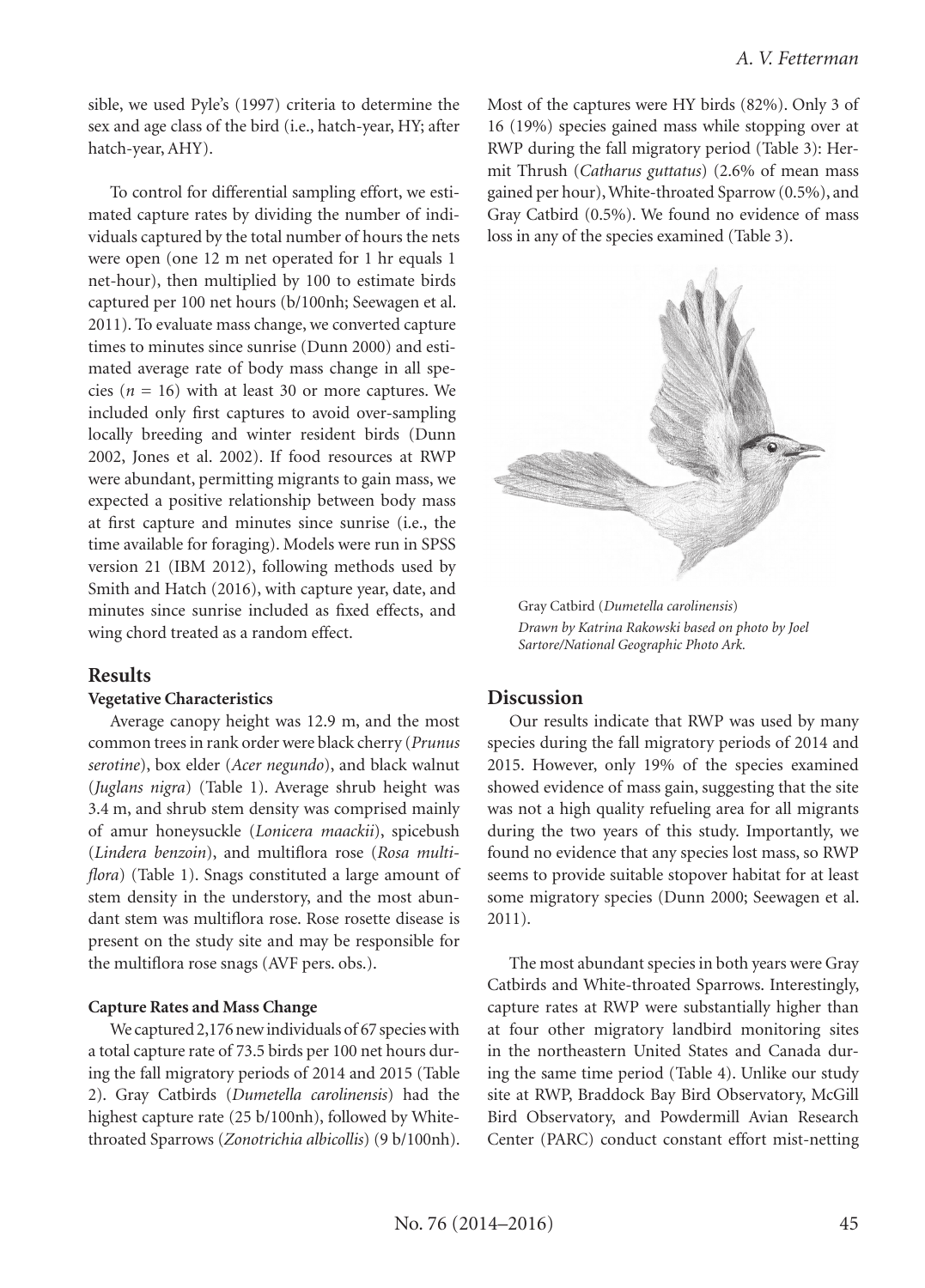sible, we used Pyle's (1997) criteria to determine the sex and age class of the bird (i.e., hatch-year, HY; after hatch-year, AHY).

To control for differential sampling effort, we estimated capture rates by dividing the number of individuals captured by the total number of hours the nets were open (one 12 m net operated for 1 hr equals 1 net-hour), then multiplied by 100 to estimate birds captured per 100 net hours (b/100nh; Seewagen et al. 2011). To evaluate mass change, we converted capture times to minutes since sunrise (Dunn 2000) and estimated average rate of body mass change in all species ($n = 16$) with at least 30 or more captures. We included only first captures to avoid over-sampling locally breeding and winter resident birds (Dunn 2002, Jones et al. 2002). If food resources at RWP were abundant, permitting migrants to gain mass, we expected a positive relationship between body mass at first capture and minutes since sunrise (i.e., the time available for foraging). Models were run in SPSS version 21 (IBM 2012), following methods used by Smith and Hatch (2016), with capture year, date, and minutes since sunrise included as fixed effects, and wing chord treated as a random effect.

## Results

### Vegetative Characteristics

Average canopy height was 12.9 m, and the most common trees in rank order were black cherry (*Prunus serotine*), box elder (*Acer negundo*), and black walnut (*Juglans nigra*) (Table 1). Average shrub height was 3.4 m, and shrub stem density was comprised mainly of amur honeysuckle (*Lonicera maackii*), spicebush (*Lindera benzoin*), and multiflora rose (*Rosa multiflora*) (Table 1). Snags constituted a large amount of stem density in the understory, and the most abundant stem was multiflora rose. Rose rosette disease is present on the study site and may be responsible for the multiflora rose snags (AVF pers. obs.).

### Capture Rates and Mass Change

We captured 2,176 new individuals of 67 species with a total capture rate of 73.5 birds per 100 net hours during the fall migratory periods of 2014 and 2015 (Table 2). Gray Catbirds (*Dumetella carolinensis*) had the highest capture rate (25 b/100nh), followed by White-throated Sparrows (*Zonotrichia albicollis*) (9 b/100nh). Most of the captures were HY birds (82%). Only 3 of 16 (19%) species gained mass while stopping over at RWP during the fall migratory period (Table 3): Hermit Thrush (*Catharus guttatus*) (2.6% of mean mass gained per hour), White-throated Sparrow (0.5%), and Gray Catbird (0.5%). We found no evidence of mass loss in any of the species examined (Table 3).

Gray Catbird (*Dumetella carolinensis*)
*Drawn by Katrina Rakowski based on photo by Joel Sartore/National Geographic Photo Ark.*

## Discussion

Our results indicate that RWP was used by many species during the fall migratory periods of 2014 and 2015. However, only 19% of the species examined showed evidence of mass gain, suggesting that the site was not a high quality refueling area for all migrants during the two years of this study. Importantly, we found no evidence that any species lost mass, so RWP seems to provide suitable stopover habitat for at least some migratory species (Dunn 2000; Seewagen et al. 2011).

The most abundant species in both years were Gray Catbirds and White-throated Sparrows. Interestingly, capture rates at RWP were substantially higher than at four other migratory landbird monitoring sites in the northeastern United States and Canada during the same time period (Table 4). Unlike our study site at RWP, Braddock Bay Bird Observatory, McGill Bird Observatory, and Powdermill Avian Research Center (PARC) conduct constant effort mist-netting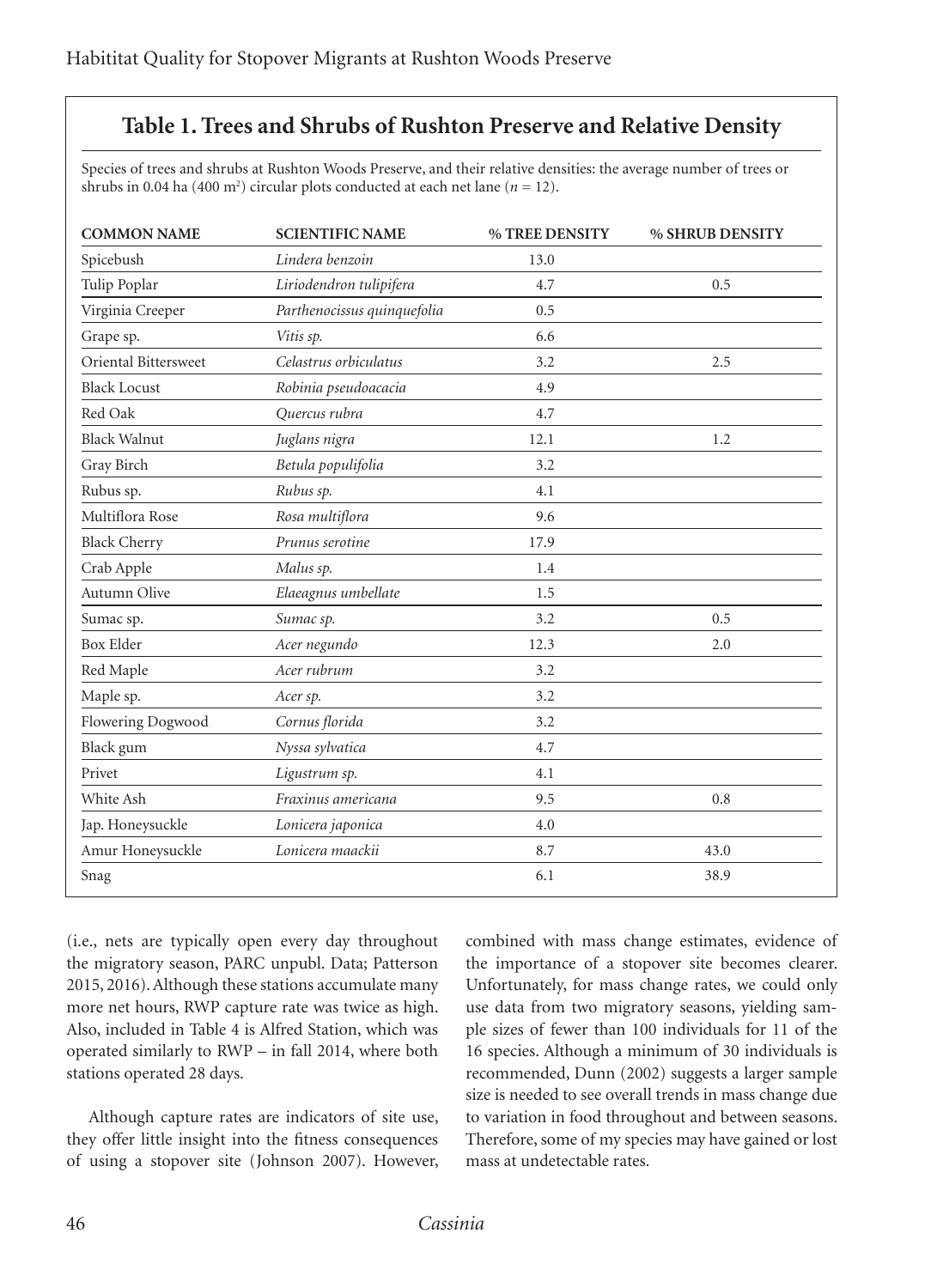## Table 1. Trees and Shrubs of Rushton Preserve and Relative Density

Species of trees and shrubs at Rushton Woods Preserve, and their relative densities: the average number of trees or shrubs in 0.04 ha (400 m$^2$) circular plots conducted at each net lane ($n$ = 12).

| COMMON NAME | SCIENTIFIC NAME | % TREE DENSITY | % SHRUB DENSITY |
|---|---|---|---|
| Spicebush | *Lindera benzoin* | 13.0 | |
| Tulip Poplar | *Liriodendron tulipifera* | 4.7 | 0.5 |
| Virginia Creeper | *Parthenocissus quinquefolia* | 0.5 | |
| Grape sp. | *Vitis sp.* | 6.6 | |
| Oriental Bittersweet | *Celastrus orbiculatus* | 3.2 | 2.5 |
| Black Locust | *Robinia pseudoacacia* | 4.9 | |
| Red Oak | *Quercus rubra* | 4.7 | |
| Black Walnut | *Juglans nigra* | 12.1 | 1.2 |
| Gray Birch | *Betula populifolia* | 3.2 | |
| Rubus sp. | *Rubus sp.* | 4.1 | |
| Multiflora Rose | *Rosa multiflora* | 9.6 | |
| Black Cherry | *Prunus serotine* | 17.9 | |
| Crab Apple | *Malus sp.* | 1.4 | |
| Autumn Olive | *Elaeagnus umbellate* | 1.5 | |
| Sumac sp. | *Sumac sp.* | 3.2 | 0.5 |
| Box Elder | *Acer negundo* | 12.3 | 2.0 |
| Red Maple | *Acer rubrum* | 3.2 | |
| Maple sp. | *Acer sp.* | 3.2 | |
| Flowering Dogwood | *Cornus florida* | 3.2 | |
| Black gum | *Nyssa sylvatica* | 4.7 | |
| Privet | *Ligustrum sp.* | 4.1 | |
| White Ash | *Fraxinus americana* | 9.5 | 0.8 |
| Jap. Honeysuckle | *Lonicera japonica* | 4.0 | |
| Amur Honeysuckle | *Lonicera maackii* | 8.7 | 43.0 |
| Snag | | 6.1 | 38.9 |

(i.e., nets are typically open every day throughout the migratory season, PARC unpubl. Data; Patterson 2015, 2016). Although these stations accumulate many more net hours, RWP capture rate was twice as high. Also, included in Table 4 is Alfred Station, which was operated similarly to RWP – in fall 2014, where both stations operated 28 days.

Although capture rates are indicators of site use, they offer little insight into the fitness consequences of using a stopover site (Johnson 2007). However, combined with mass change estimates, evidence of the importance of a stopover site becomes clearer. Unfortunately, for mass change rates, we could only use data from two migratory seasons, yielding sample sizes of fewer than 100 individuals for 11 of the 16 species. Although a minimum of 30 individuals is recommended, Dunn (2002) suggests a larger sample size is needed to see overall trends in mass change due to variation in food throughout and between seasons. Therefore, some of my species may have gained or lost mass at undetectable rates.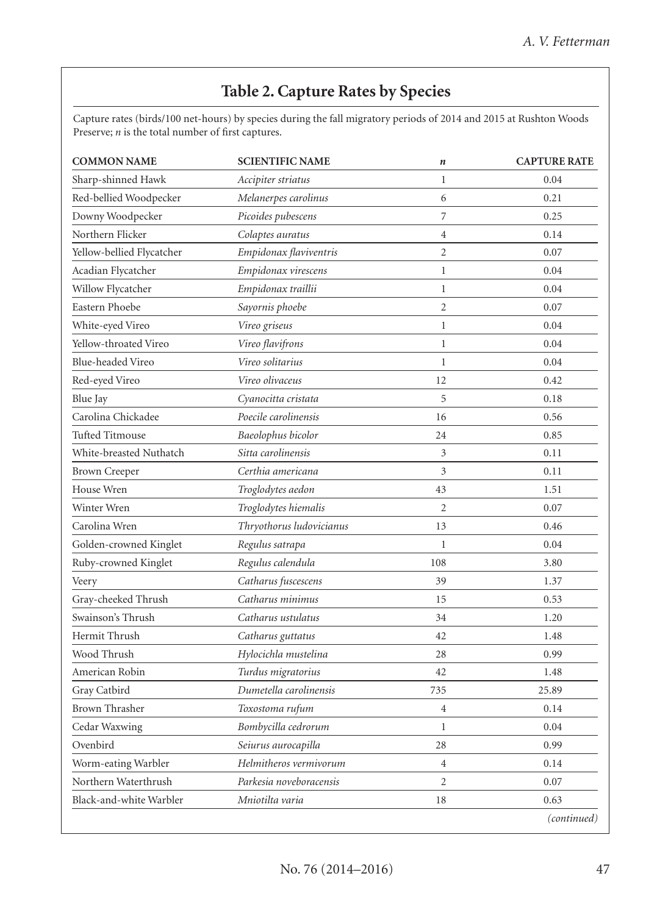## Table 2. Capture Rates by Species

Capture rates (birds/100 net-hours) by species during the fall migratory periods of 2014 and 2015 at Rushton Woods Preserve; *n* is the total number of first captures.

| COMMON NAME | SCIENTIFIC NAME | *n* | CAPTURE RATE |
|---|---|---|---|
| Sharp-shinned Hawk | *Accipiter striatus* | 1 | 0.04 |
| Red-bellied Woodpecker | *Melanerpes carolinus* | 6 | 0.21 |
| Downy Woodpecker | *Picoides pubescens* | 7 | 0.25 |
| Northern Flicker | *Colaptes auratus* | 4 | 0.14 |
| Yellow-bellied Flycatcher | *Empidonax flaviventris* | 2 | 0.07 |
| Acadian Flycatcher | *Empidonax virescens* | 1 | 0.04 |
| Willow Flycatcher | *Empidonax traillii* | 1 | 0.04 |
| Eastern Phoebe | *Sayornis phoebe* | 2 | 0.07 |
| White-eyed Vireo | *Vireo griseus* | 1 | 0.04 |
| Yellow-throated Vireo | *Vireo flavifrons* | 1 | 0.04 |
| Blue-headed Vireo | *Vireo solitarius* | 1 | 0.04 |
| Red-eyed Vireo | *Vireo olivaceus* | 12 | 0.42 |
| Blue Jay | *Cyanocitta cristata* | 5 | 0.18 |
| Carolina Chickadee | *Poecile carolinensis* | 16 | 0.56 |
| Tufted Titmouse | *Baeolophus bicolor* | 24 | 0.85 |
| White-breasted Nuthatch | *Sitta carolinensis* | 3 | 0.11 |
| Brown Creeper | *Certhia americana* | 3 | 0.11 |
| House Wren | *Troglodytes aedon* | 43 | 1.51 |
| Winter Wren | *Troglodytes hiemalis* | 2 | 0.07 |
| Carolina Wren | *Thryothorus ludovicianus* | 13 | 0.46 |
| Golden-crowned Kinglet | *Regulus satrapa* | 1 | 0.04 |
| Ruby-crowned Kinglet | *Regulus calendula* | 108 | 3.80 |
| Veery | *Catharus fuscescens* | 39 | 1.37 |
| Gray-cheeked Thrush | *Catharus minimus* | 15 | 0.53 |
| Swainson's Thrush | *Catharus ustulatus* | 34 | 1.20 |
| Hermit Thrush | *Catharus guttatus* | 42 | 1.48 |
| Wood Thrush | *Hylocichla mustelina* | 28 | 0.99 |
| American Robin | *Turdus migratorius* | 42 | 1.48 |
| Gray Catbird | *Dumetella carolinensis* | 735 | 25.89 |
| Brown Thrasher | *Toxostoma rufum* | 4 | 0.14 |
| Cedar Waxwing | *Bombycilla cedrorum* | 1 | 0.04 |
| Ovenbird | *Seiurus aurocapilla* | 28 | 0.99 |
| Worm-eating Warbler | *Helmitheros vermivorum* | 4 | 0.14 |
| Northern Waterthrush | *Parkesia noveboracensis* | 2 | 0.07 |
| Black-and-white Warbler | *Mniotilta varia* | 18 | 0.63 |

*(continued)*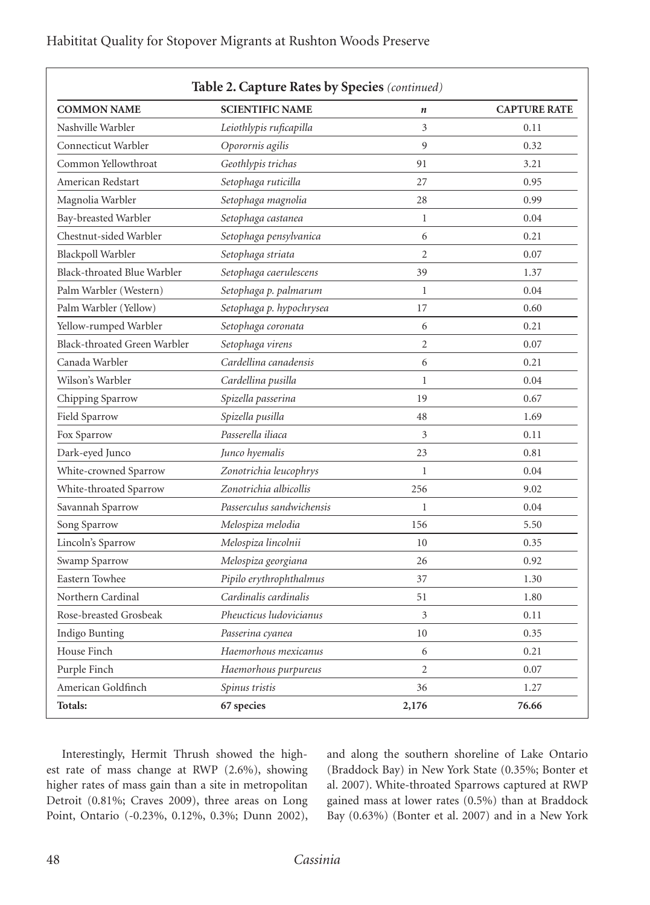**Table 2. Capture Rates by Species** *(continued)*

| COMMON NAME | SCIENTIFIC NAME | *n* | CAPTURE RATE |
|---|---|---|---|
| Nashville Warbler | *Leiothlypis ruficapilla* | 3 | 0.11 |
| Connecticut Warbler | *Oporornis agilis* | 9 | 0.32 |
| Common Yellowthroat | *Geothlypis trichas* | 91 | 3.21 |
| American Redstart | *Setophaga ruticilla* | 27 | 0.95 |
| Magnolia Warbler | *Setophaga magnolia* | 28 | 0.99 |
| Bay-breasted Warbler | *Setophaga castanea* | 1 | 0.04 |
| Chestnut-sided Warbler | *Setophaga pensylvanica* | 6 | 0.21 |
| Blackpoll Warbler | *Setophaga striata* | 2 | 0.07 |
| Black-throated Blue Warbler | *Setophaga caerulescens* | 39 | 1.37 |
| Palm Warbler (Western) | *Setophaga p. palmarum* | 1 | 0.04 |
| Palm Warbler (Yellow) | *Setophaga p. hypochrysea* | 17 | 0.60 |
| Yellow-rumped Warbler | *Setophaga coronata* | 6 | 0.21 |
| Black-throated Green Warbler | *Setophaga virens* | 2 | 0.07 |
| Canada Warbler | *Cardellina canadensis* | 6 | 0.21 |
| Wilson's Warbler | *Cardellina pusilla* | 1 | 0.04 |
| Chipping Sparrow | *Spizella passerina* | 19 | 0.67 |
| Field Sparrow | *Spizella pusilla* | 48 | 1.69 |
| Fox Sparrow | *Passerella iliaca* | 3 | 0.11 |
| Dark-eyed Junco | *Junco hyemalis* | 23 | 0.81 |
| White-crowned Sparrow | *Zonotrichia leucophrys* | 1 | 0.04 |
| White-throated Sparrow | *Zonotrichia albicollis* | 256 | 9.02 |
| Savannah Sparrow | *Passerculus sandwichensis* | 1 | 0.04 |
| Song Sparrow | *Melospiza melodia* | 156 | 5.50 |
| Lincoln's Sparrow | *Melospiza lincolnii* | 10 | 0.35 |
| Swamp Sparrow | *Melospiza georgiana* | 26 | 0.92 |
| Eastern Towhee | *Pipilo erythrophthalmus* | 37 | 1.30 |
| Northern Cardinal | *Cardinalis cardinalis* | 51 | 1.80 |
| Rose-breasted Grosbeak | *Pheucticus ludovicianus* | 3 | 0.11 |
| Indigo Bunting | *Passerina cyanea* | 10 | 0.35 |
| House Finch | *Haemorhous mexicanus* | 6 | 0.21 |
| Purple Finch | *Haemorhous purpureus* | 2 | 0.07 |
| American Goldfinch | *Spinus tristis* | 36 | 1.27 |
| **Totals:** | **67 species** | **2,176** | **76.66** |

Interestingly, Hermit Thrush showed the highest rate of mass change at RWP (2.6%), showing higher rates of mass gain than a site in metropolitan Detroit (0.81%; Craves 2009), three areas on Long Point, Ontario (-0.23%, 0.12%, 0.3%; Dunn 2002), and along the southern shoreline of Lake Ontario (Braddock Bay) in New York State (0.35%; Bonter et al. 2007). White-throated Sparrows captured at RWP gained mass at lower rates (0.5%) than at Braddock Bay (0.63%) (Bonter et al. 2007) and in a New York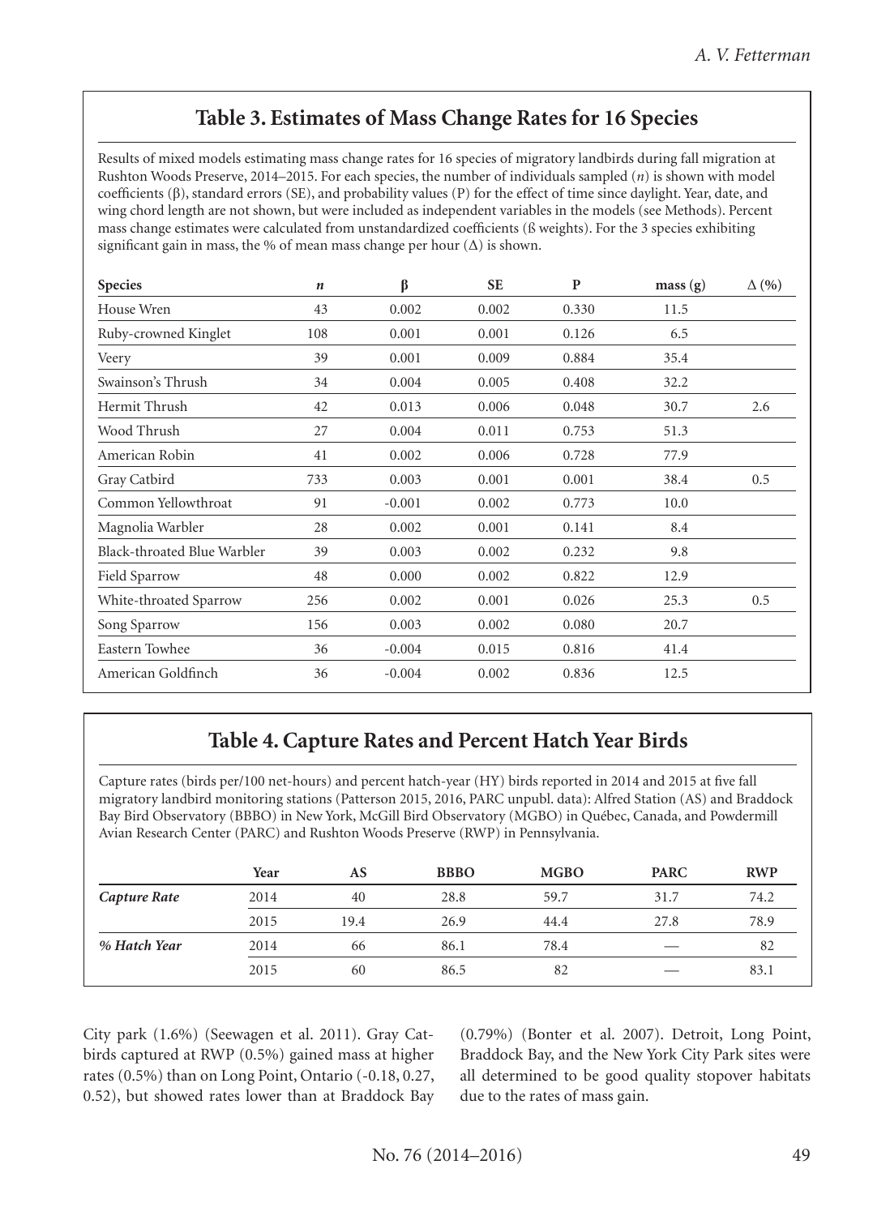## Table 3. Estimates of Mass Change Rates for 16 Species

Results of mixed models estimating mass change rates for 16 species of migratory landbirds during fall migration at Rushton Woods Preserve, 2014–2015. For each species, the number of individuals sampled ($n$) is shown with model coefficients ($\beta$), standard errors (SE), and probability values (P) for the effect of time since daylight. Year, date, and wing chord length are not shown, but were included as independent variables in the models (see Methods). Percent mass change estimates were calculated from unstandardized coefficients (ß weights). For the 3 species exhibiting significant gain in mass, the % of mean mass change per hour ($\Delta$) is shown.

| Species | $n$ | $\beta$ | SE | P | mass (g) | $\Delta$ (%) |
|---|---|---|---|---|---|---|
| House Wren | 43 | 0.002 | 0.002 | 0.330 | 11.5 | |
| Ruby-crowned Kinglet | 108 | 0.001 | 0.001 | 0.126 | 6.5 | |
| Veery | 39 | 0.001 | 0.009 | 0.884 | 35.4 | |
| Swainson's Thrush | 34 | 0.004 | 0.005 | 0.408 | 32.2 | |
| Hermit Thrush | 42 | 0.013 | 0.006 | 0.048 | 30.7 | 2.6 |
| Wood Thrush | 27 | 0.004 | 0.011 | 0.753 | 51.3 | |
| American Robin | 41 | 0.002 | 0.006 | 0.728 | 77.9 | |
| Gray Catbird | 733 | 0.003 | 0.001 | 0.001 | 38.4 | 0.5 |
| Common Yellowthroat | 91 | -0.001 | 0.002 | 0.773 | 10.0 | |
| Magnolia Warbler | 28 | 0.002 | 0.001 | 0.141 | 8.4 | |
| Black-throated Blue Warbler | 39 | 0.003 | 0.002 | 0.232 | 9.8 | |
| Field Sparrow | 48 | 0.000 | 0.002 | 0.822 | 12.9 | |
| White-throated Sparrow | 256 | 0.002 | 0.001 | 0.026 | 25.3 | 0.5 |
| Song Sparrow | 156 | 0.003 | 0.002 | 0.080 | 20.7 | |
| Eastern Towhee | 36 | -0.004 | 0.015 | 0.816 | 41.4 | |
| American Goldfinch | 36 | -0.004 | 0.002 | 0.836 | 12.5 | |

## Table 4. Capture Rates and Percent Hatch Year Birds

Capture rates (birds per/100 net-hours) and percent hatch-year (HY) birds reported in 2014 and 2015 at five fall migratory landbird monitoring stations (Patterson 2015, 2016, PARC unpubl. data): Alfred Station (AS) and Braddock Bay Bird Observatory (BBBO) in New York, McGill Bird Observatory (MGBO) in Québec, Canada, and Powdermill Avian Research Center (PARC) and Rushton Woods Preserve (RWP) in Pennsylvania.

| | Year | AS | BBBO | MGBO | PARC | RWP |
|---|---|---|---|---|---|---|
| ***Capture Rate*** | 2014 | 40 | 28.8 | 59.7 | 31.7 | 74.2 |
| | 2015 | 19.4 | 26.9 | 44.4 | 27.8 | 78.9 |
| ***% Hatch Year*** | 2014 | 66 | 86.1 | 78.4 | — | 82 |
| | 2015 | 60 | 86.5 | 82 | — | 83.1 |

City park (1.6%) (Seewagen et al. 2011). Gray Catbirds captured at RWP (0.5%) gained mass at higher rates (0.5%) than on Long Point, Ontario (-0.18, 0.27, 0.52), but showed rates lower than at Braddock Bay (0.79%) (Bonter et al. 2007). Detroit, Long Point, Braddock Bay, and the New York City Park sites were all determined to be good quality stopover habitats due to the rates of mass gain.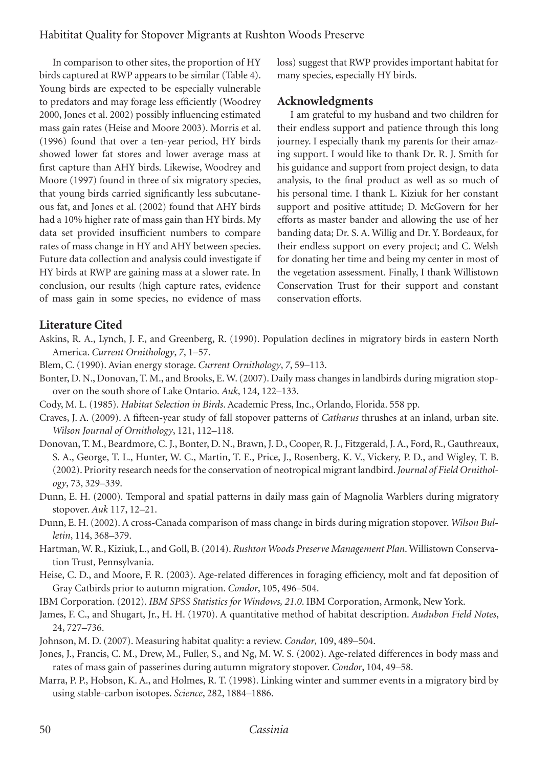In comparison to other sites, the proportion of HY birds captured at RWP appears to be similar (Table 4). Young birds are expected to be especially vulnerable to predators and may forage less efficiently (Woodrey 2000, Jones et al. 2002) possibly influencing estimated mass gain rates (Heise and Moore 2003). Morris et al. (1996) found that over a ten-year period, HY birds showed lower fat stores and lower average mass at first capture than AHY birds. Likewise, Woodrey and Moore (1997) found in three of six migratory species, that young birds carried significantly less subcutaneous fat, and Jones et al. (2002) found that AHY birds had a 10% higher rate of mass gain than HY birds. My data set provided insufficient numbers to compare rates of mass change in HY and AHY between species. Future data collection and analysis could investigate if HY birds at RWP are gaining mass at a slower rate. In conclusion, our results (high capture rates, evidence of mass gain in some species, no evidence of mass loss) suggest that RWP provides important habitat for many species, especially HY birds.

## Acknowledgments

I am grateful to my husband and two children for their endless support and patience through this long journey. I especially thank my parents for their amazing support. I would like to thank Dr. R. J. Smith for his guidance and support from project design, to data analysis, to the final product as well as so much of his personal time. I thank L. Kiziuk for her constant support and positive attitude; D. McGovern for her efforts as master bander and allowing the use of her banding data; Dr. S. A. Willig and Dr. Y. Bordeaux, for their endless support on every project; and C. Welsh for donating her time and being my center in most of the vegetation assessment. Finally, I thank Willistown Conservation Trust for their support and constant conservation efforts.

## Literature Cited

Askins, R. A., Lynch, J. F., and Greenberg, R. (1990). Population declines in migratory birds in eastern North America. *Current Ornithology*, *7*, 1–57.

Blem, C. (1990). Avian energy storage. *Current Ornithology*, *7*, 59–113.

Bonter, D. N., Donovan, T. M., and Brooks, E. W. (2007). Daily mass changes in landbirds during migration stopover on the south shore of Lake Ontario. *Auk*, 124, 122–133.

Cody, M. L. (1985). *Habitat Selection in Birds*. Academic Press, Inc., Orlando, Florida. 558 pp.

Craves, J. A. (2009). A fifteen-year study of fall stopover patterns of *Catharus* thrushes at an inland, urban site. *Wilson Journal of Ornithology*, 121, 112–118.

Donovan, T. M., Beardmore, C. J., Bonter, D. N., Brawn, J. D., Cooper, R. J., Fitzgerald, J. A., Ford, R., Gauthreaux, S. A., George, T. L., Hunter, W. C., Martin, T. E., Price, J., Rosenberg, K. V., Vickery, P. D., and Wigley, T. B. (2002). Priority research needs for the conservation of neotropical migrant landbird. *Journal of Field Ornithology*, 73, 329–339.

Dunn, E. H. (2000). Temporal and spatial patterns in daily mass gain of Magnolia Warblers during migratory stopover. *Auk* 117, 12–21.

Dunn, E. H. (2002). A cross-Canada comparison of mass change in birds during migration stopover. *Wilson Bulletin*, 114, 368–379.

Hartman, W. R., Kiziuk, L., and Goll, B. (2014). *Rushton Woods Preserve Management Plan*. Willistown Conservation Trust, Pennsylvania.

Heise, C. D., and Moore, F. R. (2003). Age-related differences in foraging efficiency, molt and fat deposition of Gray Catbirds prior to autumn migration. *Condor*, 105, 496–504.

IBM Corporation. (2012). *IBM SPSS Statistics for Windows, 21.0*. IBM Corporation, Armonk, New York.

James, F. C., and Shugart, Jr., H. H. (1970). A quantitative method of habitat description. *Audubon Field Notes*, 24, 727–736.

Johnson, M. D. (2007). Measuring habitat quality: a review. *Condor*, 109, 489–504.

Jones, J., Francis, C. M., Drew, M., Fuller, S., and Ng, M. W. S. (2002). Age-related differences in body mass and rates of mass gain of passerines during autumn migratory stopover. *Condor*, 104, 49–58.

Marra, P. P., Hobson, K. A., and Holmes, R. T. (1998). Linking winter and summer events in a migratory bird by using stable-carbon isotopes. *Science*, 282, 1884–1886.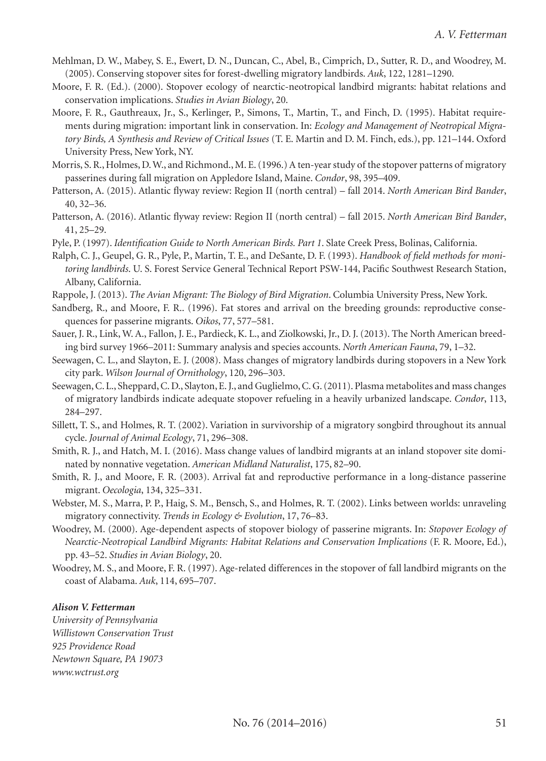Mehlman, D. W., Mabey, S. E., Ewert, D. N., Duncan, C., Abel, B., Cimprich, D., Sutter, R. D., and Woodrey, M. (2005). Conserving stopover sites for forest-dwelling migratory landbirds. *Auk*, 122, 1281–1290.

Moore, F. R. (Ed.). (2000). Stopover ecology of nearctic-neotropical landbird migrants: habitat relations and conservation implications. *Studies in Avian Biology*, 20.

Moore, F. R., Gauthreaux, Jr., S., Kerlinger, P., Simons, T., Martin, T., and Finch, D. (1995). Habitat requirements during migration: important link in conservation. In: *Ecology and Management of Neotropical Migratory Birds, A Synthesis and Review of Critical Issues* (T. E. Martin and D. M. Finch, eds.), pp. 121–144. Oxford University Press, New York, NY.

Morris, S. R., Holmes, D. W., and Richmond., M. E. (1996.) A ten-year study of the stopover patterns of migratory passerines during fall migration on Appledore Island, Maine. *Condor*, 98, 395–409.

Patterson, A. (2015). Atlantic flyway review: Region II (north central) – fall 2014. *North American Bird Bander*, 40, 32–36.

Patterson, A. (2016). Atlantic flyway review: Region II (north central) – fall 2015. *North American Bird Bander*, 41, 25–29.

Pyle, P. (1997). *Identification Guide to North American Birds. Part 1*. Slate Creek Press, Bolinas, California.

Ralph, C. J., Geupel, G. R., Pyle, P., Martin, T. E., and DeSante, D. F. (1993). *Handbook of field methods for monitoring landbirds*. U. S. Forest Service General Technical Report PSW-144, Pacific Southwest Research Station, Albany, California.

Rappole, J. (2013). *The Avian Migrant: The Biology of Bird Migration*. Columbia University Press, New York.

Sandberg, R., and Moore, F. R.. (1996). Fat stores and arrival on the breeding grounds: reproductive consequences for passerine migrants. *Oikos*, 77, 577–581.

Sauer, J. R., Link, W. A., Fallon, J. E., Pardieck, K. L., and Ziolkowski, Jr., D. J. (2013). The North American breeding bird survey 1966–2011: Summary analysis and species accounts. *North American Fauna*, 79, 1–32.

Seewagen, C. L., and Slayton, E. J. (2008). Mass changes of migratory landbirds during stopovers in a New York city park. *Wilson Journal of Ornithology*, 120, 296–303.

Seewagen, C. L., Sheppard, C. D., Slayton, E. J., and Guglielmo, C. G. (2011). Plasma metabolites and mass changes of migratory landbirds indicate adequate stopover refueling in a heavily urbanized landscape. *Condor*, 113, 284–297.

Sillett, T. S., and Holmes, R. T. (2002). Variation in survivorship of a migratory songbird throughout its annual cycle. *Journal of Animal Ecology*, 71, 296–308.

Smith, R. J., and Hatch, M. I. (2016). Mass change values of landbird migrants at an inland stopover site dominated by nonnative vegetation. *American Midland Naturalist*, 175, 82–90.

Smith, R. J., and Moore, F. R. (2003). Arrival fat and reproductive performance in a long-distance passerine migrant. *Oecologia*, 134, 325–331.

Webster, M. S., Marra, P. P., Haig, S. M., Bensch, S., and Holmes, R. T. (2002). Links between worlds: unraveling migratory connectivity. *Trends in Ecology & Evolution*, 17, 76–83.

Woodrey, M. (2000). Age-dependent aspects of stopover biology of passerine migrants. In: *Stopover Ecology of Nearctic-Neotropical Landbird Migrants: Habitat Relations and Conservation Implications* (F. R. Moore, Ed.), pp. 43–52. *Studies in Avian Biology*, 20.

Woodrey, M. S., and Moore, F. R. (1997). Age-related differences in the stopover of fall landbird migrants on the coast of Alabama. *Auk*, 114, 695–707.

***Alison V. Fetterman***
*University of Pennsylvania*
*Willistown Conservation Trust*
*925 Providence Road*
*Newtown Square, PA 19073*
*www.wctrust.org*